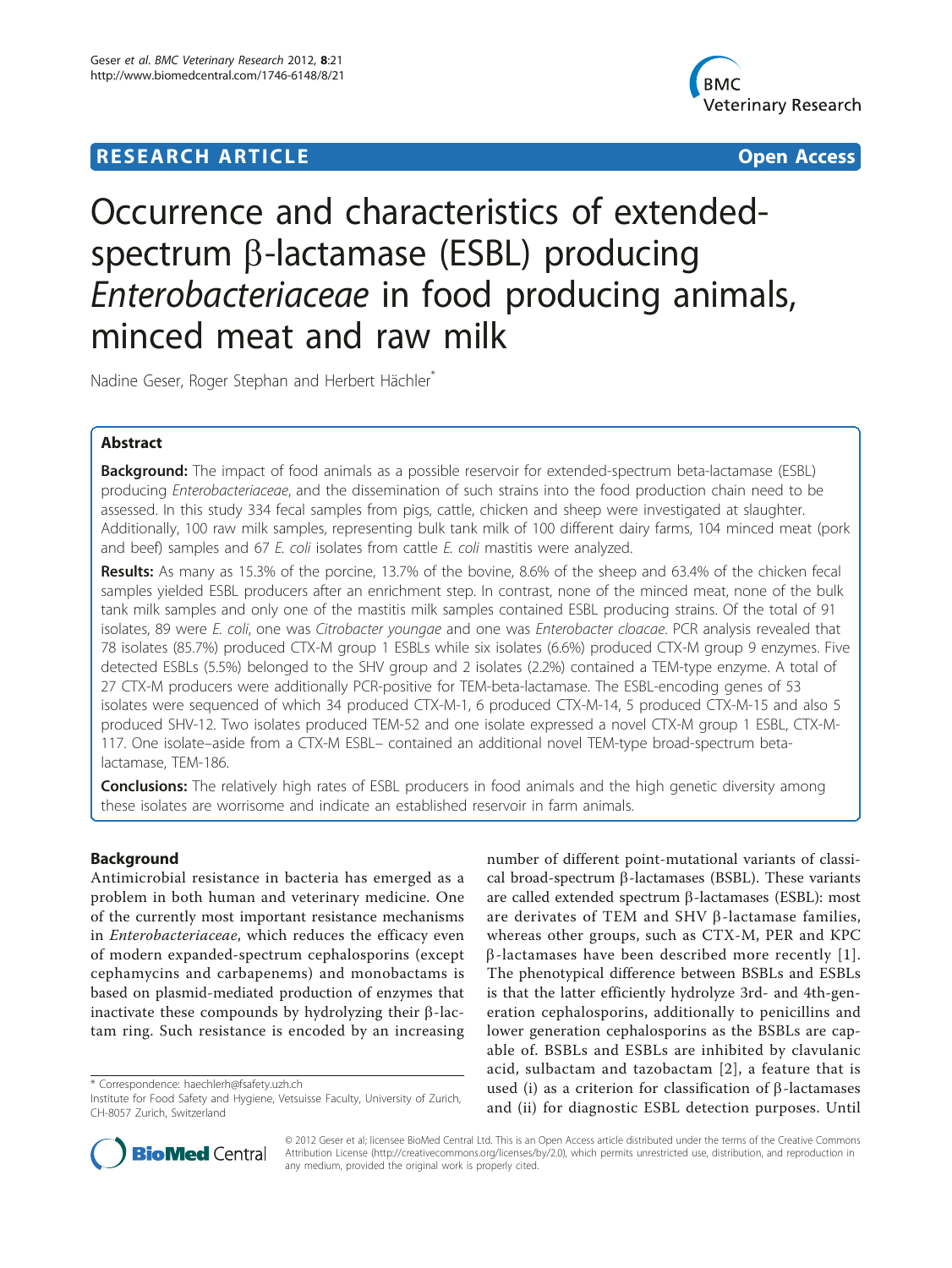# RESEARCH ARTICLE

**Open Access**

# Occurrence and characteristics of extended-spectrum β-lactamase (ESBL) producing *Enterobacteriaceae* in food producing animals, minced meat and raw milk

Nadine Geser, Roger Stephan and Herbert Hächler*

## Abstract

**Background:** The impact of food animals as a possible reservoir for extended-spectrum beta-lactamase (ESBL) producing *Enterobacteriaceae*, and the dissemination of such strains into the food production chain need to be assessed. In this study 334 fecal samples from pigs, cattle, chicken and sheep were investigated at slaughter. Additionally, 100 raw milk samples, representing bulk tank milk of 100 different dairy farms, 104 minced meat (pork and beef) samples and 67 *E. coli* isolates from cattle *E. coli* mastitis were analyzed.

**Results:** As many as 15.3% of the porcine, 13.7% of the bovine, 8.6% of the sheep and 63.4% of the chicken fecal samples yielded ESBL producers after an enrichment step. In contrast, none of the minced meat, none of the bulk tank milk samples and only one of the mastitis milk samples contained ESBL producing strains. Of the total of 91 isolates, 89 were *E. coli*, one was *Citrobacter youngae* and one was *Enterobacter cloacae*. PCR analysis revealed that 78 isolates (85.7%) produced CTX-M group 1 ESBLs while six isolates (6.6%) produced CTX-M group 9 enzymes. Five detected ESBLs (5.5%) belonged to the SHV group and 2 isolates (2.2%) contained a TEM-type enzyme. A total of 27 CTX-M producers were additionally PCR-positive for TEM-beta-lactamase. The ESBL-encoding genes of 53 isolates were sequenced of which 34 produced CTX-M-1, 6 produced CTX-M-14, 5 produced CTX-M-15 and also 5 produced SHV-12. Two isolates produced TEM-52 and one isolate expressed a novel CTX-M group 1 ESBL, CTX-M-117. One isolate–aside from a CTX-M ESBL– contained an additional novel TEM-type broad-spectrum beta-lactamase, TEM-186.

**Conclusions:** The relatively high rates of ESBL producers in food animals and the high genetic diversity among these isolates are worrisome and indicate an established reservoir in farm animals.

## Background

Antimicrobial resistance in bacteria has emerged as a problem in both human and veterinary medicine. One of the currently most important resistance mechanisms in *Enterobacteriaceae*, which reduces the efficacy even of modern expanded-spectrum cephalosporins (except cephamycins and carbapenems) and monobactams is based on plasmid-mediated production of enzymes that inactivate these compounds by hydrolyzing their β-lactam ring. Such resistance is encoded by an increasing number of different point-mutational variants of classical broad-spectrum β-lactamases (BSBL). These variants are called extended spectrum β-lactamases (ESBL): most are derivates of TEM and SHV β-lactamase families, whereas other groups, such as CTX-M, PER and KPC β-lactamases have been described more recently [1]. The phenotypical difference between BSBLs and ESBLs is that the latter efficiently hydrolyze 3rd- and 4th-generation cephalosporins, additionally to penicillins and lower generation cephalosporins as the BSBLs are capable of. BSBLs and ESBLs are inhibited by clavulanic acid, sulbactam and tazobactam [2], a feature that is used (i) as a criterion for classification of β-lactamases and (ii) for diagnostic ESBL detection purposes. Until

* Correspondence: haechlerh@fsafety.uzh.ch
Institute for Food Safety and Hygiene, Vetsuisse Faculty, University of Zurich, CH-8057 Zurich, Switzerland

© 2012 Geser et al; licensee BioMed Central Ltd. This is an Open Access article distributed under the terms of the Creative Commons Attribution License (http://creativecommons.org/licenses/by/2.0), which permits unrestricted use, distribution, and reproduction in any medium, provided the original work is properly cited.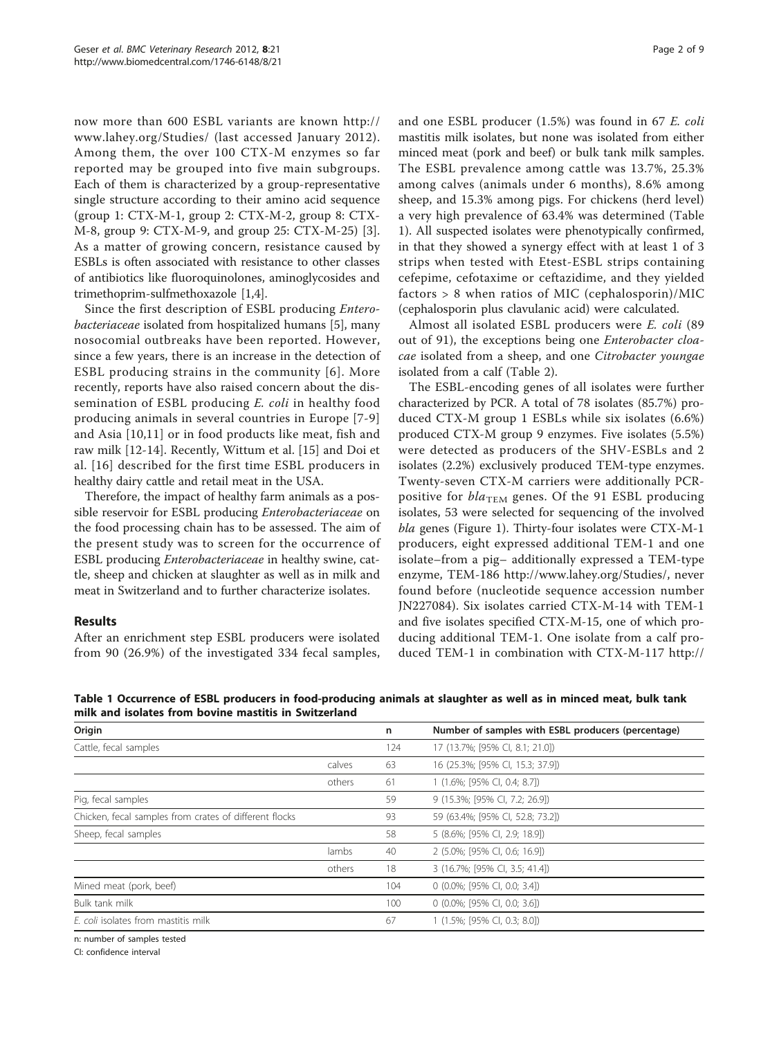now more than 600 ESBL variants are known http://www.lahey.org/Studies/ (last accessed January 2012). Among them, the over 100 CTX-M enzymes so far reported may be grouped into five main subgroups. Each of them is characterized by a group-representative single structure according to their amino acid sequence (group 1: CTX-M-1, group 2: CTX-M-2, group 8: CTX-M-8, group 9: CTX-M-9, and group 25: CTX-M-25) [3]. As a matter of growing concern, resistance caused by ESBLs is often associated with resistance to other classes of antibiotics like fluoroquinolones, aminoglycosides and trimethoprim-sulfmethoxazole [1,4].

Since the first description of ESBL producing *Enterobacteriaceae* isolated from hospitalized humans [5], many nosocomial outbreaks have been reported. However, since a few years, there is an increase in the detection of ESBL producing strains in the community [6]. More recently, reports have also raised concern about the dissemination of ESBL producing *E. coli* in healthy food producing animals in several countries in Europe [7-9] and Asia [10,11] or in food products like meat, fish and raw milk [12-14]. Recently, Wittum et al. [15] and Doi et al. [16] described for the first time ESBL producers in healthy dairy cattle and retail meat in the USA.

Therefore, the impact of healthy farm animals as a possible reservoir for ESBL producing *Enterobacteriaceae* on the food processing chain has to be assessed. The aim of the present study was to screen for the occurrence of ESBL producing *Enterobacteriaceae* in healthy swine, cattle, sheep and chicken at slaughter as well as in milk and meat in Switzerland and to further characterize isolates.

## Results

After an enrichment step ESBL producers were isolated from 90 (26.9%) of the investigated 334 fecal samples, and one ESBL producer (1.5%) was found in 67 *E. coli* mastitis milk isolates, but none was isolated from either minced meat (pork and beef) or bulk tank milk samples. The ESBL prevalence among cattle was 13.7%, 25.3% among calves (animals under 6 months), 8.6% among sheep, and 15.3% among pigs. For chickens (herd level) a very high prevalence of 63.4% was determined (Table 1). All suspected isolates were phenotypically confirmed, in that they showed a synergy effect with at least 1 of 3 strips when tested with Etest-ESBL strips containing cefepime, cefotaxime or ceftazidime, and they yielded factors > 8 when ratios of MIC (cephalosporin)/MIC (cephalosporin plus clavulanic acid) were calculated.

Almost all isolated ESBL producers were *E. coli* (89 out of 91), the exceptions being one *Enterobacter cloacae* isolated from a sheep, and one *Citrobacter youngae* isolated from a calf (Table 2).

The ESBL-encoding genes of all isolates were further characterized by PCR. A total of 78 isolates (85.7%) produced CTX-M group 1 ESBLs while six isolates (6.6%) produced CTX-M group 9 enzymes. Five isolates (5.5%) were detected as producers of the SHV-ESBLs and 2 isolates (2.2%) exclusively produced TEM-type enzymes. Twenty-seven CTX-M carriers were additionally PCR-positive for $bla_{\mathrm{TEM}}$ genes. Of the 91 ESBL producing isolates, 53 were selected for sequencing of the involved *bla* genes (Figure 1). Thirty-four isolates were CTX-M-1 producers, eight expressed additional TEM-1 and one isolate–from a pig– additionally expressed a TEM-type enzyme, TEM-186 http://www.lahey.org/Studies/, never found before (nucleotide sequence accession number JN227084). Six isolates carried CTX-M-14 with TEM-1 and five isolates specified CTX-M-15, one of which producing additional TEM-1. One isolate from a calf produced TEM-1 in combination with CTX-M-117 http://

**Table 1 Occurrence of ESBL producers in food-producing animals at slaughter as well as in minced meat, bulk tank milk and isolates from bovine mastitis in Switzerland**

| Origin | | n | Number of samples with ESBL producers (percentage) |
|---|---|---|---|
| Cattle, fecal samples | | 124 | 17 (13.7%; [95% CI, 8.1; 21.0]) |
| | calves | 63 | 16 (25.3%; [95% CI, 15.3; 37.9]) |
| | others | 61 | 1 (1.6%; [95% CI, 0.4; 8.7]) |
| Pig, fecal samples | | 59 | 9 (15.3%; [95% CI, 7.2; 26.9]) |
| Chicken, fecal samples from crates of different flocks | | 93 | 59 (63.4%; [95% CI, 52.8; 73.2]) |
| Sheep, fecal samples | | 58 | 5 (8.6%; [95% CI, 2.9; 18.9]) |
| | lambs | 40 | 2 (5.0%; [95% CI, 0.6; 16.9]) |
| | others | 18 | 3 (16.7%; [95% CI, 3.5; 41.4]) |
| Mined meat (pork, beef) | | 104 | 0 (0.0%; [95% CI, 0.0; 3.4]) |
| Bulk tank milk | | 100 | 0 (0.0%; [95% CI, 0.0; 3.6]) |
| *E. coli* isolates from mastitis milk | | 67 | 1 (1.5%; [95% CI, 0.3; 8.0]) |

n: number of samples tested

CI: confidence interval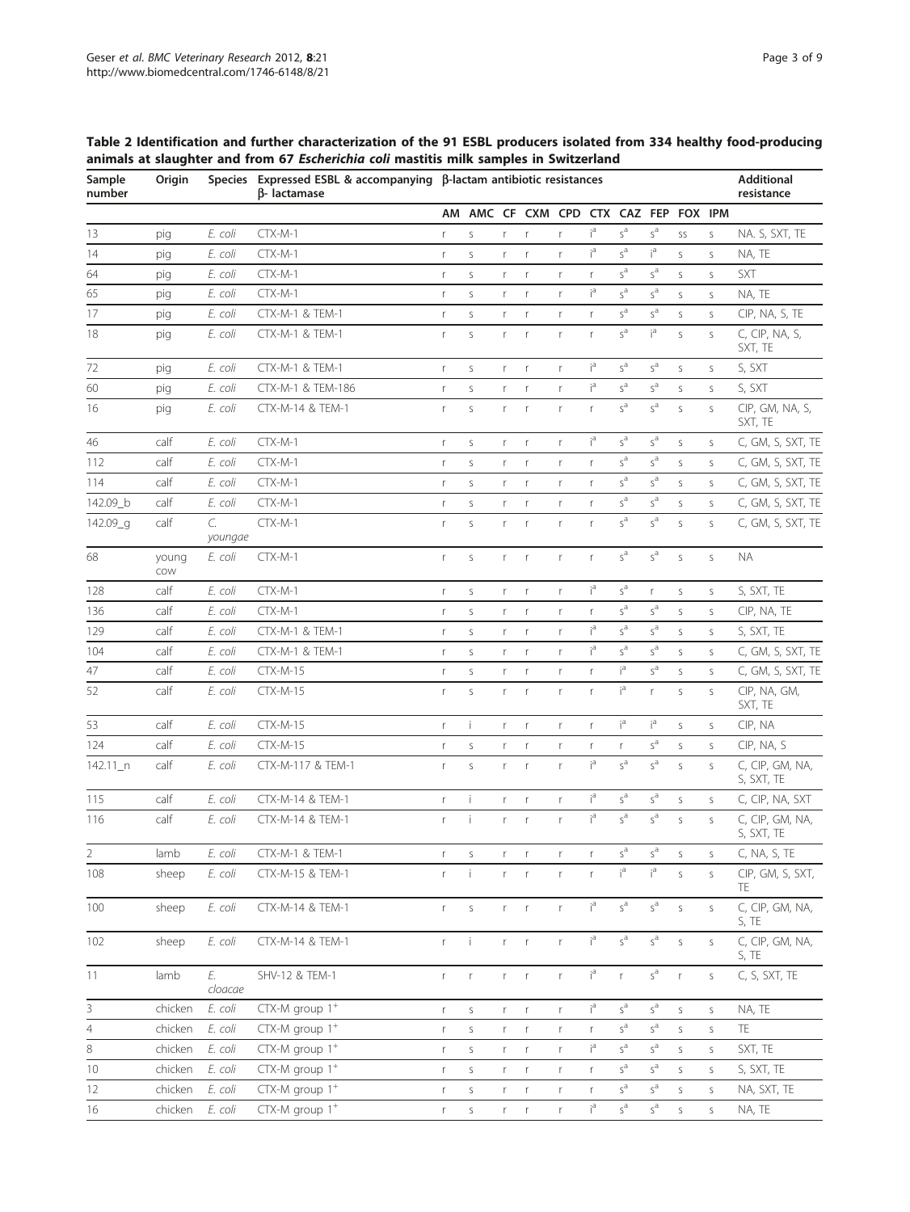**Table 2 Identification and further characterization of the 91 ESBL producers isolated from 334 healthy food-producing animals at slaughter and from 67 *Escherichia coli* mastitis milk samples in Switzerland**

| Sample number | Origin | Species | Expressed ESBL & accompanying β- lactamase | β-lactam antibiotic resistances | | | | | | | | | | Additional resistance |
|---|---|---|---|---|---|---|---|---|---|---|---|---|---|---|
| | | | | AM | AMC | CF | CXM | CPD | CTX | CAZ | FEP | FOX | IPM | |
| 13 | pig | *E. coli* | CTX-M-1 | r | s | r | r | r | i[a] | s[a] | s[a] | ss | s | NA. S, SXT, TE |
| 14 | pig | *E. coli* | CTX-M-1 | r | s | r | r | r | i[a] | s[a] | i[a] | s | s | NA, TE |
| 64 | pig | *E. coli* | CTX-M-1 | r | s | r | r | r | r | s[a] | s[a] | s | s | SXT |
| 65 | pig | *E. coli* | CTX-M-1 | r | s | r | r | r | i[a] | s[a] | s[a] | s | s | NA, TE |
| 17 | pig | *E. coli* | CTX-M-1 & TEM-1 | r | s | r | r | r | r | s[a] | s[a] | s | s | CIP, NA, S, TE |
| 18 | pig | *E. coli* | CTX-M-1 & TEM-1 | r | s | r | r | r | r | s[a] | i[a] | s | s | C, CIP, NA, S, SXT, TE |
| 72 | pig | *E. coli* | CTX-M-1 & TEM-1 | r | s | r | r | r | i[a] | s[a] | s[a] | s | s | S, SXT |
| 60 | pig | *E. coli* | CTX-M-1 & TEM-186 | r | s | r | r | r | i[a] | s[a] | s[a] | s | s | S, SXT |
| 16 | pig | *E. coli* | CTX-M-14 & TEM-1 | r | s | r | r | r | r | s[a] | s[a] | s | s | CIP, GM, NA, S, SXT, TE |
| 46 | calf | *E. coli* | CTX-M-1 | r | s | r | r | r | i[a] | s[a] | s[a] | s | s | C, GM, S, SXT, TE |
| 112 | calf | *E. coli* | CTX-M-1 | r | s | r | r | r | r | s[a] | s[a] | s | s | C, GM, S, SXT, TE |
| 114 | calf | *E. coli* | CTX-M-1 | r | s | r | r | r | r | s[a] | s[a] | s | s | C, GM, S, SXT, TE |
| 142.09_b | calf | *E. coli* | CTX-M-1 | r | s | r | r | r | r | s[a] | s[a] | s | s | C, GM, S, SXT, TE |
| 142.09_g | calf | *C. youngae* | CTX-M-1 | r | s | r | r | r | r | s[a] | s[a] | s | s | C, GM, S, SXT, TE |
| 68 | young cow | *E. coli* | CTX-M-1 | r | s | r | r | r | r | s[a] | s[a] | s | s | NA |
| 128 | calf | *E. coli* | CTX-M-1 | r | s | r | r | r | i[a] | s[a] | r | s | s | S, SXT, TE |
| 136 | calf | *E. coli* | CTX-M-1 | r | s | r | r | r | r | s[a] | s[a] | s | s | CIP, NA, TE |
| 129 | calf | *E. coli* | CTX-M-1 & TEM-1 | r | s | r | r | r | i[a] | s[a] | s[a] | s | s | S, SXT, TE |
| 104 | calf | *E. coli* | CTX-M-1 & TEM-1 | r | s | r | r | r | i[a] | s[a] | s[a] | s | s | C, GM, S, SXT, TE |
| 47 | calf | *E. coli* | CTX-M-15 | r | s | r | r | r | r | i[a] | s[a] | s | s | C, GM, S, SXT, TE |
| 52 | calf | *E. coli* | CTX-M-15 | r | s | r | r | r | r | i[a] | r | s | s | CIP, NA, GM, SXT, TE |
| 53 | calf | *E. coli* | CTX-M-15 | r | i | r | r | r | r | i[a] | i[a] | s | s | CIP, NA |
| 124 | calf | *E. coli* | CTX-M-15 | r | s | r | r | r | r | r | s[a] | s | s | CIP, NA, S |
| 142.11_n | calf | *E. coli* | CTX-M-117 & TEM-1 | r | s | r | r | r | i[a] | s[a] | s[a] | s | s | C, CIP, GM, NA, S, SXT, TE |
| 115 | calf | *E. coli* | CTX-M-14 & TEM-1 | r | i | r | r | r | i[a] | s[a] | s[a] | s | s | C, CIP, NA, SXT |
| 116 | calf | *E. coli* | CTX-M-14 & TEM-1 | r | i | r | r | r | i[a] | s[a] | s[a] | s | s | C, CIP, GM, NA, S, SXT, TE |
| 2 | lamb | *E. coli* | CTX-M-1 & TEM-1 | r | s | r | r | r | r | s[a] | s[a] | s | s | C, NA, S, TE |
| 108 | sheep | *E. coli* | CTX-M-15 & TEM-1 | r | i | r | r | r | r | i[a] | i[a] | s | s | CIP, GM, S, SXT, TE |
| 100 | sheep | *E. coli* | CTX-M-14 & TEM-1 | r | s | r | r | r | i[a] | s[a] | s[a] | s | s | C, CIP, GM, NA, S, TE |
| 102 | sheep | *E. coli* | CTX-M-14 & TEM-1 | r | i | r | r | r | i[a] | s[a] | s[a] | s | s | C, CIP, GM, NA, S, TE |
| 11 | lamb | *E. cloacae* | SHV-12 & TEM-1 | r | r | r | r | r | i[a] | r | s[a] | r | s | C, S, SXT, TE |
| 3 | chicken | *E. coli* | CTX-M group 1[+] | r | s | r | r | r | i[a] | s[a] | s[a] | s | s | NA, TE |
| 4 | chicken | *E. coli* | CTX-M group 1[+] | r | s | r | r | r | r | s[a] | s[a] | s | s | TE |
| 8 | chicken | *E. coli* | CTX-M group 1[+] | r | s | r | r | r | i[a] | s[a] | s[a] | s | s | SXT, TE |
| 10 | chicken | *E. coli* | CTX-M group 1[+] | r | s | r | r | r | r | s[a] | s[a] | s | s | S, SXT, TE |
| 12 | chicken | *E. coli* | CTX-M group 1[+] | r | s | r | r | r | r | s[a] | s[a] | s | s | NA, SXT, TE |
| 16 | chicken | *E. coli* | CTX-M group 1[+] | r | s | r | r | r | i[a] | s[a] | s[a] | s | s | NA, TE |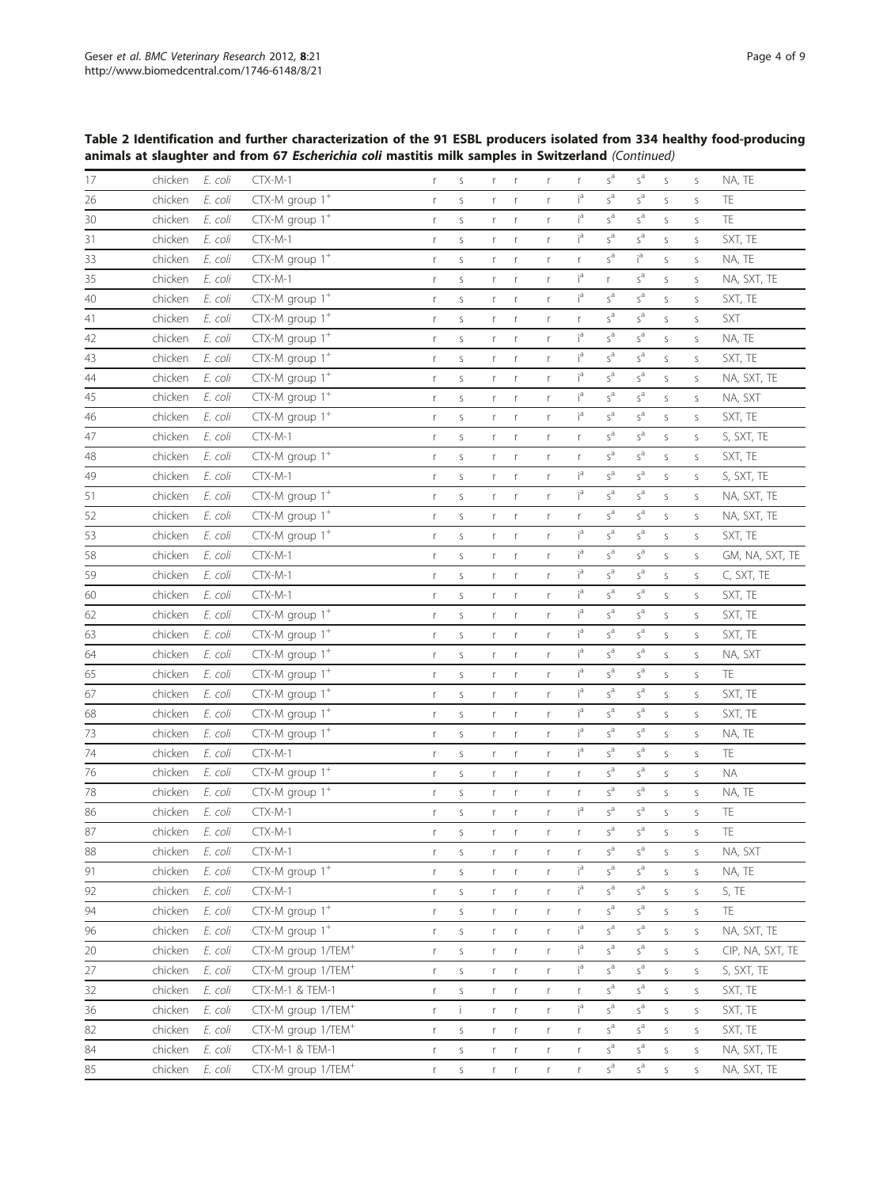**Table 2 Identification and further characterization of the 91 ESBL producers isolated from 334 healthy food-producing animals at slaughter and from 67 *Escherichia coli* mastitis milk samples in Switzerland** *(Continued)*

| | | | | | | | | | | | | | | |
|---|---|---|---|---|---|---|---|---|---|---|---|---|---|---|
| 17 | chicken | *E. coli* | CTX-M-1 | r | s | r | r | r | r | s[a] | s[a] | s | s | NA, TE |
| 26 | chicken | *E. coli* | CTX-M group 1[+] | r | s | r | r | r | i[a] | s[a] | s[a] | s | s | TE |
| 30 | chicken | *E. coli* | CTX-M group 1[+] | r | s | r | r | r | i[a] | s[a] | s[a] | s | s | TE |
| 31 | chicken | *E. coli* | CTX-M-1 | r | s | r | r | r | i[a] | s[a] | s[a] | s | s | SXT, TE |
| 33 | chicken | *E. coli* | CTX-M group 1[+] | r | s | r | r | r | r | s[a] | i[a] | s | s | NA, TE |
| 35 | chicken | *E. coli* | CTX-M-1 | r | s | r | r | r | i[a] | r | s[a] | s | s | NA, SXT, TE |
| 40 | chicken | *E. coli* | CTX-M group 1[+] | r | s | r | r | r | i[a] | s[a] | s[a] | s | s | SXT, TE |
| 41 | chicken | *E. coli* | CTX-M group 1[+] | r | s | r | r | r | r | s[a] | s[a] | s | s | SXT |
| 42 | chicken | *E. coli* | CTX-M group 1[+] | r | s | r | r | r | i[a] | s[a] | s[a] | s | s | NA, TE |
| 43 | chicken | *E. coli* | CTX-M group 1[+] | r | s | r | r | r | i[a] | s[a] | s[a] | s | s | SXT, TE |
| 44 | chicken | *E. coli* | CTX-M group 1[+] | r | s | r | r | r | i[a] | s[a] | s[a] | s | s | NA, SXT, TE |
| 45 | chicken | *E. coli* | CTX-M group 1[+] | r | s | r | r | r | i[a] | s[a] | s[a] | s | s | NA, SXT |
| 46 | chicken | *E. coli* | CTX-M group 1[+] | r | s | r | r | r | i[a] | s[a] | s[a] | s | s | SXT, TE |
| 47 | chicken | *E. coli* | CTX-M-1 | r | s | r | r | r | r | s[a] | s[a] | s | s | S, SXT, TE |
| 48 | chicken | *E. coli* | CTX-M group 1[+] | r | s | r | r | r | r | s[a] | s[a] | s | s | SXT, TE |
| 49 | chicken | *E. coli* | CTX-M-1 | r | s | r | r | r | i[a] | s[a] | s[a] | s | s | S, SXT, TE |
| 51 | chicken | *E. coli* | CTX-M group 1[+] | r | s | r | r | r | i[a] | s[a] | s[a] | s | s | NA, SXT, TE |
| 52 | chicken | *E. coli* | CTX-M group 1[+] | r | s | r | r | r | r | s[a] | s[a] | s | s | NA, SXT, TE |
| 53 | chicken | *E. coli* | CTX-M group 1[+] | r | s | r | r | r | i[a] | s[a] | s[a] | s | s | SXT, TE |
| 58 | chicken | *E. coli* | CTX-M-1 | r | s | r | r | r | i[a] | s[a] | s[a] | s | s | GM, NA, SXT, TE |
| 59 | chicken | *E. coli* | CTX-M-1 | r | s | r | r | r | i[a] | s[a] | s[a] | s | s | C, SXT, TE |
| 60 | chicken | *E. coli* | CTX-M-1 | r | s | r | r | r | i[a] | s[a] | s[a] | s | s | SXT, TE |
| 62 | chicken | *E. coli* | CTX-M group 1[+] | r | s | r | r | r | i[a] | s[a] | s[a] | s | s | SXT, TE |
| 63 | chicken | *E. coli* | CTX-M group 1[+] | r | s | r | r | r | i[a] | s[a] | s[a] | s | s | SXT, TE |
| 64 | chicken | *E. coli* | CTX-M group 1[+] | r | s | r | r | r | i[a] | s[a] | s[a] | s | s | NA, SXT |
| 65 | chicken | *E. coli* | CTX-M group 1[+] | r | s | r | r | r | i[a] | s[a] | s[a] | s | s | TE |
| 67 | chicken | *E. coli* | CTX-M group 1[+] | r | s | r | r | r | i[a] | s[a] | s[a] | s | s | SXT, TE |
| 68 | chicken | *E. coli* | CTX-M group 1[+] | r | s | r | r | r | i[a] | s[a] | s[a] | s | s | SXT, TE |
| 73 | chicken | *E. coli* | CTX-M group 1[+] | r | s | r | r | r | i[a] | s[a] | s[a] | s | s | NA, TE |
| 74 | chicken | *E. coli* | CTX-M-1 | r | s | r | r | r | i[a] | s[a] | s[a] | s | s | TE |
| 76 | chicken | *E. coli* | CTX-M group 1[+] | r | s | r | r | r | r | s[a] | s[a] | s | s | NA |
| 78 | chicken | *E. coli* | CTX-M group 1[+] | r | s | r | r | r | r | s[a] | s[a] | s | s | NA, TE |
| 86 | chicken | *E. coli* | CTX-M-1 | r | s | r | r | r | i[a] | s[a] | s[a] | s | s | TE |
| 87 | chicken | *E. coli* | CTX-M-1 | r | s | r | r | r | r | s[a] | s[a] | s | s | TE |
| 88 | chicken | *E. coli* | CTX-M-1 | r | s | r | r | r | r | s[a] | s[a] | s | s | NA, SXT |
| 91 | chicken | *E. coli* | CTX-M group 1[+] | r | s | r | r | r | i[a] | s[a] | s[a] | s | s | NA, TE |
| 92 | chicken | *E. coli* | CTX-M-1 | r | s | r | r | r | i[a] | s[a] | s[a] | s | s | S, TE |
| 94 | chicken | *E. coli* | CTX-M group 1[+] | r | s | r | r | r | r | s[a] | s[a] | s | s | TE |
| 96 | chicken | *E. coli* | CTX-M group 1[+] | r | s | r | r | r | i[a] | s[a] | s[a] | s | s | NA, SXT, TE |
| 20 | chicken | *E. coli* | CTX-M group 1/TEM[+] | r | s | r | r | r | i[a] | s[a] | s[a] | s | s | CIP, NA, SXT, TE |
| 27 | chicken | *E. coli* | CTX-M group 1/TEM[+] | r | s | r | r | r | i[a] | s[a] | s[a] | s | s | S, SXT, TE |
| 32 | chicken | *E. coli* | CTX-M-1 & TEM-1 | r | s | r | r | r | r | s[a] | s[a] | s | s | SXT, TE |
| 36 | chicken | *E. coli* | CTX-M group 1/TEM[+] | r | i | r | r | r | i[a] | s[a] | s[a] | s | s | SXT, TE |
| 82 | chicken | *E. coli* | CTX-M group 1/TEM[+] | r | s | r | r | r | r | s[a] | s[a] | s | s | SXT, TE |
| 84 | chicken | *E. coli* | CTX-M-1 & TEM-1 | r | s | r | r | r | r | s[a] | s[a] | s | s | NA, SXT, TE |
| 85 | chicken | *E. coli* | CTX-M group 1/TEM[+] | r | s | r | r | r | r | s[a] | s[a] | s | s | NA, SXT, TE |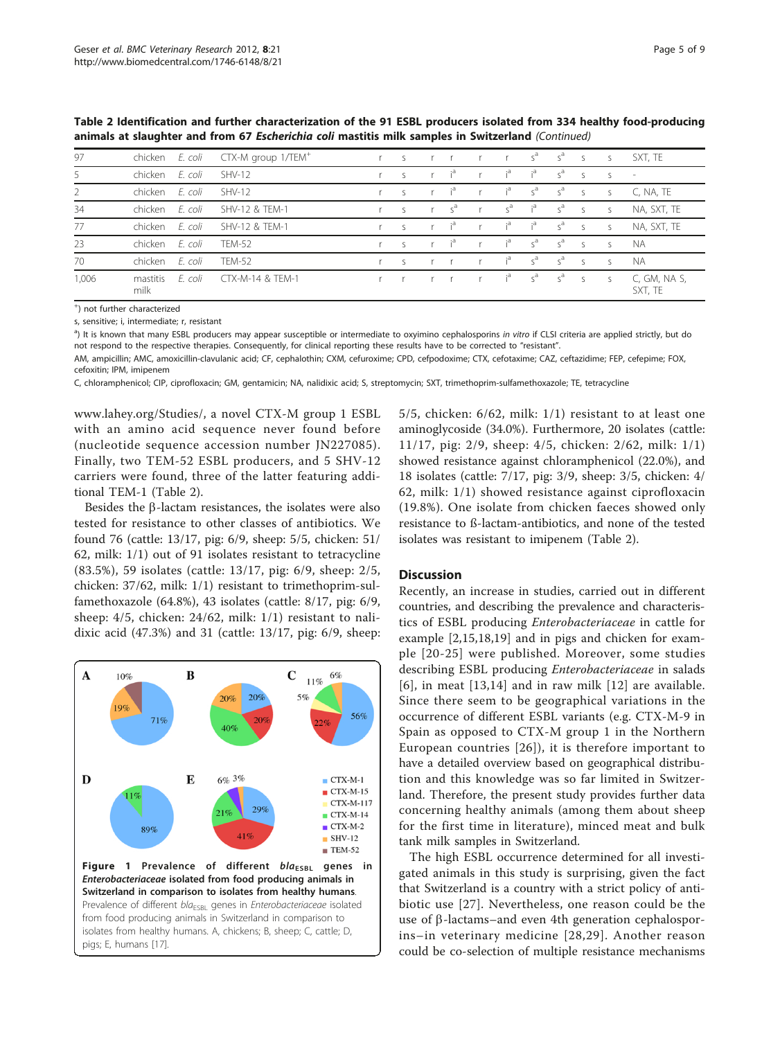**Table 2 Identification and further characterization of the 91 ESBL producers isolated from 334 healthy food-producing animals at slaughter and from 67 *Escherichia coli* mastitis milk samples in Switzerland** *(Continued)*

| | | | | | | | | | | | | | | |
|---|---|---|---|---|---|---|---|---|---|---|---|---|---|---|
| 97 | chicken | *E. coli* | CTX-M group 1/TEM[+] | r | s | r | r | r | r | s[a] | s[a] | s | s | SXT, TE |
| 5 | chicken | *E. coli* | SHV-12 | r | s | r | i[a] | r | i[a] | i[a] | s[a] | s | s | - |
| 2 | chicken | *E. coli* | SHV-12 | r | s | r | i[a] | r | i[a] | s[a] | s[a] | s | s | C, NA, TE |
| 34 | chicken | *E. coli* | SHV-12 & TEM-1 | r | s | r | s[a] | r | s[a] | i[a] | s[a] | s | s | NA, SXT, TE |
| 77 | chicken | *E. coli* | SHV-12 & TEM-1 | r | s | r | i[a] | r | i[a] | i[a] | s[a] | s | s | NA, SXT, TE |
| 23 | chicken | *E. coli* | TEM-52 | r | s | r | i[a] | r | i[a] | s[a] | s[a] | s | s | NA |
| 70 | chicken | *E. coli* | TEM-52 | r | s | r | r | r | i[a] | s[a] | s[a] | s | s | NA |
| 1,006 | mastitis milk | *E. coli* | CTX-M-14 & TEM-1 | r | r | r | r | r | i[a] | s[a] | s[a] | s | s | C, GM, NA S, SXT, TE |

[+]) not further characterized

s, sensitive; i, intermediate; r, resistant

[a]) It is known that many ESBL producers may appear susceptible or intermediate to oxyimino cephalosporins *in vitro* if CLSI criteria are applied strictly, but do not respond to the respective therapies. Consequently, for clinical reporting these results have to be corrected to "resistant".

AM, ampicillin; AMC, amoxicillin-clavulanic acid; CF, cephalothin; CXM, cefuroxime; CPD, cefpodoxime; CTX, cefotaxime; CAZ, ceftazidime; FEP, cefepime; FOX, cefoxitin; IPM, imipenem

C, chloramphenicol; CIP, ciprofloxacin; GM, gentamicin; NA, nalidixic acid; S, streptomycin; SXT, trimethoprim-sulfamethoxazole; TE, tetracycline

www.lahey.org/Studies/, a novel CTX-M group 1 ESBL with an amino acid sequence never found before (nucleotide sequence accession number JN227085). Finally, two TEM-52 ESBL producers, and 5 SHV-12 carriers were found, three of the latter featuring additional TEM-1 (Table 2).

Besides the β-lactam resistances, the isolates were also tested for resistance to other classes of antibiotics. We found 76 (cattle: 13/17, pig: 6/9, sheep: 5/5, chicken: 51/62, milk: 1/1) out of 91 isolates resistant to tetracycline (83.5%), 59 isolates (cattle: 13/17, pig: 6/9, sheep: 2/5, chicken: 37/62, milk: 1/1) resistant to trimethoprim-sulfamethoxazole (64.8%), 43 isolates (cattle: 8/17, pig: 6/9, sheep: 4/5, chicken: 24/62, milk: 1/1) resistant to nalidixic acid (47.3%) and 31 (cattle: 13/17, pig: 6/9, sheep: 5/5, chicken: 6/62, milk: 1/1) resistant to at least one aminoglycoside (34.0%). Furthermore, 20 isolates (cattle: 11/17, pig: 2/9, sheep: 4/5, chicken: 2/62, milk: 1/1) showed resistance against chloramphenicol (22.0%), and 18 isolates (cattle: 7/17, pig: 3/9, sheep: 3/5, chicken: 4/62, milk: 1/1) showed resistance against ciprofloxacin (19.8%). One isolate from chicken faeces showed only resistance to ß-lactam-antibiotics, and none of the tested isolates was resistant to imipenem (Table 2).

**Figure 1 Prevalence of different *bla*$_{ESBL}$ genes in *Enterobacteriaceae* isolated from food producing animals in Switzerland in comparison to isolates from healthy humans.** Prevalence of different *bla*$_{ESBL}$ genes in *Enterobacteriaceae* isolated from food producing animals in Switzerland in comparison to isolates from healthy humans. A, chickens; B, sheep; C, cattle; D, pigs; E, humans [17].

## Discussion

Recently, an increase in studies, carried out in different countries, and describing the prevalence and characteristics of ESBL producing *Enterobacteriaceae* in cattle for example [2,15,18,19] and in pigs and chicken for example [20-25] were published. Moreover, some studies describing ESBL producing *Enterobacteriaceae* in salads [6], in meat [13,14] and in raw milk [12] are available. Since there seem to be geographical variations in the occurrence of different ESBL variants (e.g. CTX-M-9 in Spain as opposed to CTX-M group 1 in the Northern European countries [26]), it is therefore important to have a detailed overview based on geographical distribution and this knowledge was so far limited in Switzerland. Therefore, the present study provides further data concerning healthy animals (among them about sheep for the first time in literature), minced meat and bulk tank milk samples in Switzerland.

The high ESBL occurrence determined for all investigated animals in this study is surprising, given the fact that Switzerland is a country with a strict policy of antibiotic use [27]. Nevertheless, one reason could be the use of β-lactams–and even 4th generation cephalosporins–in veterinary medicine [28,29]. Another reason could be co-selection of multiple resistance mechanisms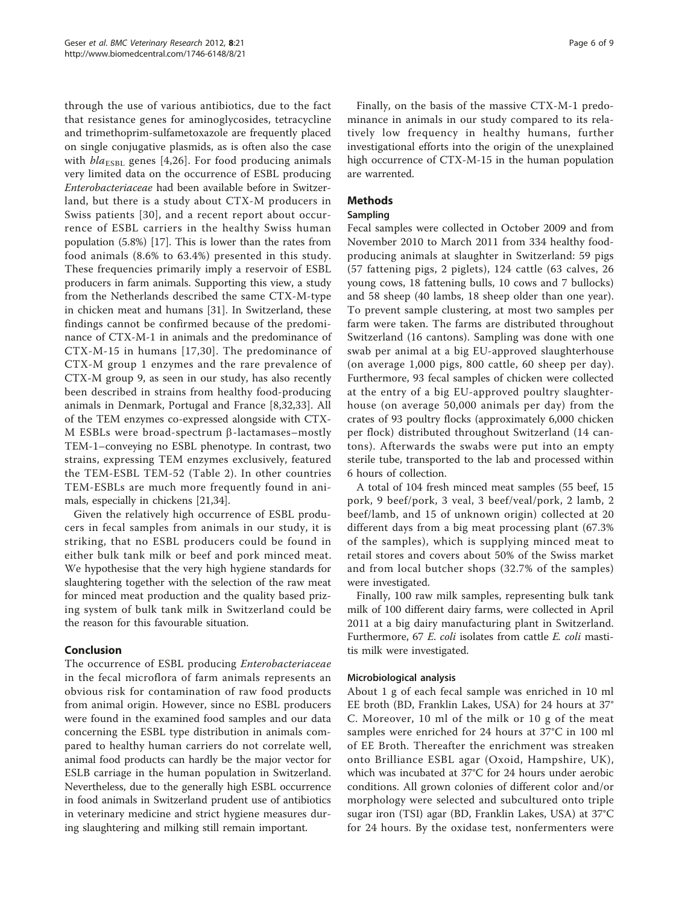through the use of various antibiotics, due to the fact that resistance genes for aminoglycosides, tetracycline and trimethoprim-sulfametoxazole are frequently placed on single conjugative plasmids, as is often also the case with $bla_{ESBL}$ genes [4,26]. For food producing animals very limited data on the occurrence of ESBL producing *Enterobacteriaceae* had been available before in Switzerland, but there is a study about CTX-M producers in Swiss patients [30], and a recent report about occurrence of ESBL carriers in the healthy Swiss human population (5.8%) [17]. This is lower than the rates from food animals (8.6% to 63.4%) presented in this study. These frequencies primarily imply a reservoir of ESBL producers in farm animals. Supporting this view, a study from the Netherlands described the same CTX-M-type in chicken meat and humans [31]. In Switzerland, these findings cannot be confirmed because of the predominance of CTX-M-1 in animals and the predominance of CTX-M-15 in humans [17,30]. The predominance of CTX-M group 1 enzymes and the rare prevalence of CTX-M group 9, as seen in our study, has also recently been described in strains from healthy food-producing animals in Denmark, Portugal and France [8,32,33]. All of the TEM enzymes co-expressed alongside with CTX-M ESBLs were broad-spectrum β-lactamases–mostly TEM-1–conveying no ESBL phenotype. In contrast, two strains, expressing TEM enzymes exclusively, featured the TEM-ESBL TEM-52 (Table 2). In other countries TEM-ESBLs are much more frequently found in animals, especially in chickens [21,34].

Given the relatively high occurrence of ESBL producers in fecal samples from animals in our study, it is striking, that no ESBL producers could be found in either bulk tank milk or beef and pork minced meat. We hypothesise that the very high hygiene standards for slaughtering together with the selection of the raw meat for minced meat production and the quality based prizing system of bulk tank milk in Switzerland could be the reason for this favourable situation.

## Conclusion

The occurrence of ESBL producing *Enterobacteriaceae* in the fecal microflora of farm animals represents an obvious risk for contamination of raw food products from animal origin. However, since no ESBL producers were found in the examined food samples and our data concerning the ESBL type distribution in animals compared to healthy human carriers do not correlate well, animal food products can hardly be the major vector for ESLB carriage in the human population in Switzerland. Nevertheless, due to the generally high ESBL occurrence in food animals in Switzerland prudent use of antibiotics in veterinary medicine and strict hygiene measures during slaughtering and milking still remain important.

Finally, on the basis of the massive CTX-M-1 predominance in animals in our study compared to its relatively low frequency in healthy humans, further investigational efforts into the origin of the unexplained high occurrence of CTX-M-15 in the human population are warrented.

## Methods

### Sampling

Fecal samples were collected in October 2009 and from November 2010 to March 2011 from 334 healthy food-producing animals at slaughter in Switzerland: 59 pigs (57 fattening pigs, 2 piglets), 124 cattle (63 calves, 26 young cows, 18 fattening bulls, 10 cows and 7 bullocks) and 58 sheep (40 lambs, 18 sheep older than one year). To prevent sample clustering, at most two samples per farm were taken. The farms are distributed throughout Switzerland (16 cantons). Sampling was done with one swab per animal at a big EU-approved slaughterhouse (on average 1,000 pigs, 800 cattle, 60 sheep per day). Furthermore, 93 fecal samples of chicken were collected at the entry of a big EU-approved poultry slaughterhouse (on average 50,000 animals per day) from the crates of 93 poultry flocks (approximately 6,000 chicken per flock) distributed throughout Switzerland (14 cantons). Afterwards the swabs were put into an empty sterile tube, transported to the lab and processed within 6 hours of collection.

A total of 104 fresh minced meat samples (55 beef, 15 pork, 9 beef/pork, 3 veal, 3 beef/veal/pork, 2 lamb, 2 beef/lamb, and 15 of unknown origin) collected at 20 different days from a big meat processing plant (67.3% of the samples), which is supplying minced meat to retail stores and covers about 50% of the Swiss market and from local butcher shops (32.7% of the samples) were investigated.

Finally, 100 raw milk samples, representing bulk tank milk of 100 different dairy farms, were collected in April 2011 at a big dairy manufacturing plant in Switzerland. Furthermore, 67 *E. coli* isolates from cattle *E. coli* mastitis milk were investigated.

### Microbiological analysis

About 1 g of each fecal sample was enriched in 10 ml EE broth (BD, Franklin Lakes, USA) for 24 hours at 37°C. Moreover, 10 ml of the milk or 10 g of the meat samples were enriched for 24 hours at 37°C in 100 ml of EE Broth. Thereafter the enrichment was streaken onto Brilliance ESBL agar (Oxoid, Hampshire, UK), which was incubated at 37°C for 24 hours under aerobic conditions. All grown colonies of different color and/or morphology were selected and subcultured onto triple sugar iron (TSI) agar (BD, Franklin Lakes, USA) at 37°C for 24 hours. By the oxidase test, nonfermenters were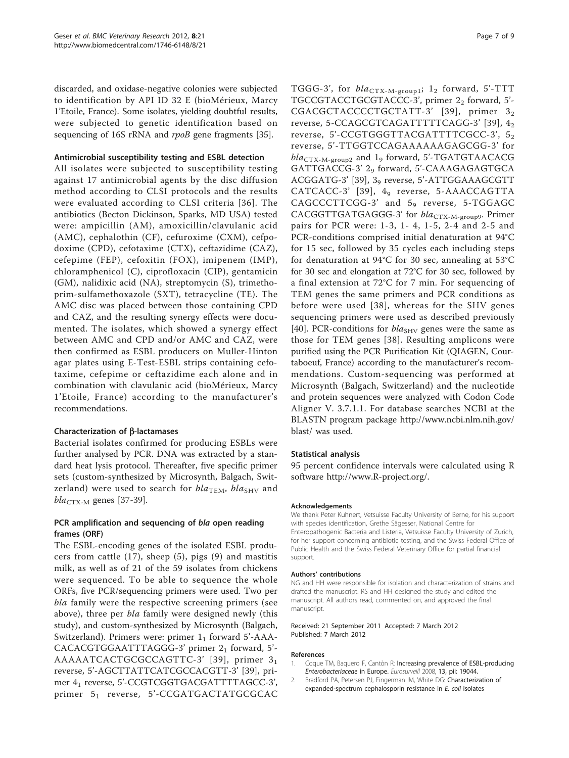discarded, and oxidase-negative colonies were subjected to identification by API ID 32 E (bioMérieux, Marcy 1'Etoile, France). Some isolates, yielding doubtful results, were subjected to genetic identification based on sequencing of 16S rRNA and *rpoB* gene fragments [35].

#### Antimicrobial susceptibility testing and ESBL detection

All isolates were subjected to susceptibility testing against 17 antimicrobial agents by the disc diffusion method according to CLSI protocols and the results were evaluated according to CLSI criteria [36]. The antibiotics (Becton Dickinson, Sparks, MD USA) tested were: ampicillin (AM), amoxicillin/clavulanic acid (AMC), cephalothin (CF), cefuroxime (CXM), cefpodoxime (CPD), cefotaxime (CTX), ceftazidime (CAZ), cefepime (FEP), cefoxitin (FOX), imipenem (IMP), chloramphenicol (C), ciprofloxacin (CIP), gentamicin (GM), nalidixic acid (NA), streptomycin (S), trimethoprim-sulfamethoxazole (SXT), tetracycline (TE). The AMC disc was placed between those containing CPD and CAZ, and the resulting synergy effects were documented. The isolates, which showed a synergy effect between AMC and CPD and/or AMC and CAZ, were then confirmed as ESBL producers on Muller-Hinton agar plates using E-Test-ESBL strips containing cefotaxime, cefepime or ceftazidime each alone and in combination with clavulanic acid (bioMérieux, Marcy 1'Etoile, France) according to the manufacturer's recommendations.

#### Characterization of β-lactamases

Bacterial isolates confirmed for producing ESBLs were further analysed by PCR. DNA was extracted by a standard heat lysis protocol. Thereafter, five specific primer sets (custom-synthesized by Microsynth, Balgach, Switzerland) were used to search for $bla_{TEM}$, $bla_{SHV}$ and $bla_{CTX\text{-}M}$ genes [37-39].

#### PCR amplification and sequencing of *bla* open reading frames (ORF)

The ESBL-encoding genes of the isolated ESBL producers from cattle (17), sheep (5), pigs (9) and mastitis milk, as well as of 21 of the 59 isolates from chickens were sequenced. To be able to sequence the whole ORFs, five PCR/sequencing primers were used. Two per *bla* family were the respective screening primers (see above), three per *bla* family were designed newly (this study), and custom-synthesized by Microsynth (Balgach, Switzerland). Primers were: primer $1_1$ forward 5'-AAACACACGTGGAATTTAGGG-3' primer $2_1$ forward, 5'-AAAAATCACTGCGCCAGTTC-3' [39], primer $3_1$ reverse, 5'-AGCTTATTCATCGCCACGTT-3' [39], primer $4_1$ reverse, 5'-CCGTCGGTGACGATTTTAGCC-3', primer $5_1$ reverse, 5'-CCGATGACTATGCGCACTGGG-3', for $bla_{CTX\text{-}M\text{-}group1}$; $1_2$ forward, 5'-TTTTGCCGTACCTGCGTACCC-3', primer $2_2$ forward, 5'-CGACGCTACCCCTGCTATT-3' [39], primer $3_2$ reverse, 5-CCAGCGTCAGATTTTTCAGG-3' [39], $4_2$ reverse, 5'-CCGTGGGTTACGATTTTCGCC-3', $5_2$ reverse, 5'-TTGGTCCAGAAAAAAGAGCGG-3' for $bla_{CTX\text{-}M\text{-}group2}$ and $1_9$ forward, 5'-TGATGTAACACGGATTGACCG-3' $2_9$ forward, 5'-CAAAGAGAGTGCAACGGATG-3' [39], $3_9$ reverse, 5'-ATTGGAAAGCGTTCATCACC-3' [39], $4_9$ reverse, 5-AAACCAGTTACAGCCCTTCGG-3' and $5_9$ reverse, 5-TGGAGCCACGGTTGATGAGGG-3' for $bla_{CTX\text{-}M\text{-}group9}$. Primer pairs for PCR were: 1-3, 1- 4, 1-5, 2-4 and 2-5 and PCR-conditions comprised initial denaturation at 94°C for 15 sec, followed by 35 cycles each including steps for denaturation at 94°C for 30 sec, annealing at 53°C for 30 sec and elongation at 72°C for 30 sec, followed by a final extension at 72°C for 7 min. For sequencing of TEM genes the same primers and PCR conditions as before were used [38], whereas for the SHV genes sequencing primers were used as described previously [40]. PCR-conditions for $bla_{SHV}$ genes were the same as those for TEM genes [38]. Resulting amplicons were purified using the PCR Purification Kit (QIAGEN, Courtaboeuf, France) according to the manufacturer's recommendations. Custom-sequencing was performed at Microsynth (Balgach, Switzerland) and the nucleotide and protein sequences were analyzed with Codon Code Aligner V. 3.7.1.1. For database searches NCBI at the BLASTN program package http://www.ncbi.nlm.nih.gov/blast/ was used.

#### Statistical analysis

95 percent confidence intervals were calculated using R software http://www.R-project.org/.

##### Acknowledgements

We thank Peter Kuhnert, Vetsuisse Faculty University of Berne, for his support with species identification, Grethe Sägesser, National Centre for Enteropathogenic Bacteria and Listeria, Vetsuisse Faculty University of Zurich, for her support concerning antibiotic testing, and the Swiss Federal Office of Public Health and the Swiss Federal Veterinary Office for partial financial support.

##### Authors' contributions

NG and HH were responsible for isolation and characterization of strains and drafted the manuscript. RS and HH designed the study and edited the manuscript. All authors read, commented on, and approved the final manuscript.

Received: 21 September 2011 Accepted: 7 March 2012
Published: 7 March 2012

##### References

1. Coque TM, Baquero F, Cantòn R: Increasing prevalence of ESBL-producing *Enterobacteriaceae* in Europe. *Eurosurveill* 2008, 13, pii: 19044.
2. Bradford PA, Petersen PJ, Fingerman IM, White DG: Characterization of expanded-spectrum cephalosporin resistance in *E. coli* isolates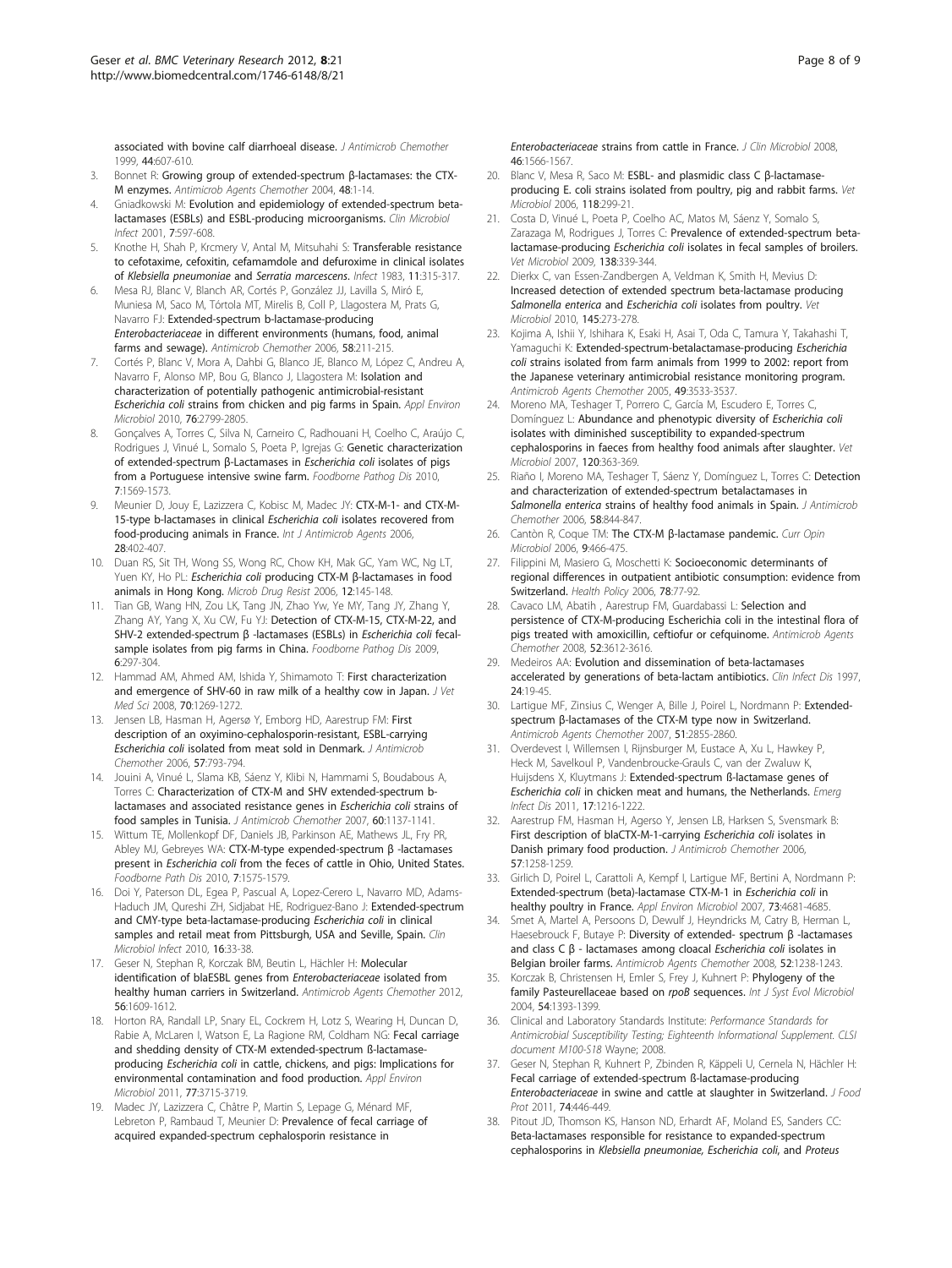associated with bovine calf diarrhoeal disease. *J Antimicrob Chemother* 1999, **44**:607-610.

3. Bonnet R: **Growing group of extended-spectrum β-lactamases: the CTX-M enzymes.** *Antimicrob Agents Chemother* 2004, **48**:1-14.
4. Gniadkowski M: **Evolution and epidemiology of extended-spectrum beta-lactamases (ESBLs) and ESBL-producing microorganisms.** *Clin Microbiol Infect* 2001, **7**:597-608.
5. Knothe H, Shah P, Krcmery V, Antal M, Mitsuhahi S: **Transferable resistance to cefotaxime, cefoxitin, cefamamdole and defuroxime in clinical isolates of *Klebsiella pneumoniae* and *Serratia marcescens*.** *Infect* 1983, **11**:315-317.
6. Mesa RJ, Blanc V, Blanch AR, Cortés P, González JJ, Lavilla S, Miró E, Muniesa M, Saco M, Tórtola MT, Mirelis B, Coll P, Llagostera M, Prats G, Navarro FJ: **Extended-spectrum b-lactamase-producing *Enterobacteriaceae* in different environments (humans, food, animal farms and sewage).** *Antimicrob Chemother* 2006, **58**:211-215.
7. Cortés P, Blanc V, Mora A, Dahbi G, Blanco JE, Blanco M, López C, Andreu A, Navarro F, Alonso MP, Bou G, Blanco J, Llagostera M: **Isolation and characterization of potentially pathogenic antimicrobial-resistant *Escherichia coli* strains from chicken and pig farms in Spain.** *Appl Environ Microbiol* 2010, **76**:2799-2805.
8. Gonçalves A, Torres C, Silva N, Carneiro C, Radhouani H, Coelho C, Araújo C, Rodrigues J, Vinué L, Somalo S, Poeta P, Igrejas G: **Genetic characterization of extended-spectrum β-Lactamases in *Escherichia coli* isolates of pigs from a Portuguese intensive swine farm.** *Foodborne Pathog Dis* 2010, **7**:1569-1573.
9. Meunier D, Jouy E, Lazizzera C, Kobisc M, Madec JY: **CTX-M-1- and CTX-M-15-type b-lactamases in clinical *Escherichia coli* isolates recovered from food-producing animals in France.** *Int J Antimicrob Agents* 2006, **28**:402-407.
10. Duan RS, Sit TH, Wong SS, Wong RC, Chow KH, Mak GC, Yam WC, Ng LT, Yuen KY, Ho PL: ***Escherichia coli* producing CTX-M β-lactamases in food animals in Hong Kong.** *Microb Drug Resist* 2006, **12**:145-148.
11. Tian GB, Wang HN, Zou LK, Tang JN, Zhao Yw, Ye MY, Tang JY, Zhang Y, Zhang AY, Yang X, Xu CW, Fu YJ: **Detection of CTX-M-15, CTX-M-22, and SHV-2 extended-spectrum β -lactamases (ESBLs) in *Escherichia coli* fecal-sample isolates from pig farms in China.** *Foodborne Pathog Dis* 2009, **6**:297-304.
12. Hammad AM, Ahmed AM, Ishida Y, Shimamoto T: **First characterization and emergence of SHV-60 in raw milk of a healthy cow in Japan.** *J Vet Med Sci* 2008, **70**:1269-1272.
13. Jensen LB, Hasman H, Agersø Y, Emborg HD, Aarestrup FM: **First description of an oxyimino-cephalosporin-resistant, ESBL-carrying *Escherichia coli* isolated from meat sold in Denmark.** *J Antimicrob Chemother* 2006, **57**:793-794.
14. Jouini A, Vinué L, Slama KB, Sáenz Y, Klibi N, Hammami S, Boudabous A, Torres C: **Characterization of CTX-M and SHV extended-spectrum b-lactamases and associated resistance genes in *Escherichia coli* strains of food samples in Tunisia.** *J Antimicrob Chemother* 2007, **60**:1137-1141.
15. Wittum TE, Mollenkopf DF, Daniels JB, Parkinson AE, Mathews JL, Fry PR, Abley MJ, Gebreyes WA: **CTX-M-type expended-spectrum β -lactamases present in *Escherichia coli* from the feces of cattle in Ohio, United States.** *Foodborne Path Dis* 2010, **7**:1575-1579.
16. Doi Y, Paterson DL, Egea P, Pascual A, Lopez-Cerero L, Navarro MD, Adams-Haduch JM, Qureshi ZH, Sidjabat HE, Rodriguez-Bano J: **Extended-spectrum and CMY-type beta-lactamase-producing *Escherichia coli* in clinical samples and retail meat from Pittsburgh, USA and Seville, Spain.** *Clin Microbiol Infect* 2010, **16**:33-38.
17. Geser N, Stephan R, Korczak BM, Beutin L, Hächler H: **Molecular identification of blaESBL genes from *Enterobacteriaceae* isolated from healthy human carriers in Switzerland.** *Antimicrob Agents Chemother* 2012, **56**:1609-1612.
18. Horton RA, Randall LP, Snary EL, Cockrem H, Lotz S, Wearing H, Duncan D, Rabie A, McLaren I, Watson E, La Ragione RM, Coldham NG: **Fecal carriage and shedding density of CTX-M extended-spectrum ß-lactamase-producing *Escherichia coli* in cattle, chickens, and pigs: Implications for environmental contamination and food production.** *Appl Environ Microbiol* 2011, **77**:3715-3719.
19. Madec JY, Lazizzera C, Châtre P, Martin S, Lepage G, Ménard MF, Lebreton P, Rambaud T, Meunier D: **Prevalence of fecal carriage of acquired expanded-spectrum cephalosporin resistance in *Enterobacteriaceae* strains from cattle in France.** *J Clin Microbiol* 2008, **46**:1566-1567.
20. Blanc V, Mesa R, Saco M: **ESBL- and plasmidic class C β-lactamase-producing E. coli strains isolated from poultry, pig and rabbit farms.** *Vet Microbiol* 2006, **118**:299-21.
21. Costa D, Vinué L, Poeta P, Coelho AC, Matos M, Sáenz Y, Somalo S, Zarazaga M, Rodrigues J, Torres C: **Prevalence of extended-spectrum beta-lactamase-producing *Escherichia coli* isolates in fecal samples of broilers.** *Vet Microbiol* 2009, **138**:339-344.
22. Dierkx C, van Essen-Zandbergen A, Veldman K, Smith H, Mevius D: **Increased detection of extended spectrum beta-lactamase producing *Salmonella enterica* and *Escherichia coli* isolates from poultry.** *Vet Microbiol* 2010, **145**:273-278.
23. Kojima A, Ishii Y, Ishihara K, Esaki H, Asai T, Oda C, Tamura Y, Takahashi T, Yamaguchi K: **Extended-spectrum-betalactamase-producing *Escherichia coli* strains isolated from farm animals from 1999 to 2002: report from the Japanese veterinary antimicrobial resistance monitoring program.** *Antimicrob Agents Chemother* 2005, **49**:3533-3537.
24. Moreno MA, Teshager T, Porrero C, García M, Escudero E, Torres C, Domínguez L: **Abundance and phenotypic diversity of *Escherichia coli* isolates with diminished susceptibility to expanded-spectrum cephalosporins in faeces from healthy food animals after slaughter.** *Vet Microbiol* 2007, **120**:363-369.
25. Riaño I, Moreno MA, Teshager T, Sáenz Y, Domínguez L, Torres C: **Detection and characterization of extended-spectrum betalactamases in *Salmonella enterica* strains of healthy food animals in Spain.** *J Antimicrob Chemother* 2006, **58**:844-847.
26. Cantòn R, Coque TM: **The CTX-M β-lactamase pandemic.** *Curr Opin Microbiol* 2006, **9**:466-475.
27. Filippini M, Masiero G, Moschetti K: **Socioeconomic determinants of regional differences in outpatient antibiotic consumption: evidence from Switzerland.** *Health Policy* 2006, **78**:77-92.
28. Cavaco LM, Abatih , Aarestrup FM, Guardabassi L: **Selection and persistence of CTX-M-producing Escherichia coli in the intestinal flora of pigs treated with amoxicillin, ceftiofur or cefquinome.** *Antimicrob Agents Chemother* 2008, **52**:3612-3616.
29. Medeiros AA: **Evolution and dissemination of beta-lactamases accelerated by generations of beta-lactam antibiotics.** *Clin Infect Dis* 1997, **24**:19-45.
30. Lartigue MF, Zinsius C, Wenger A, Bille J, Poirel L, Nordmann P: **Extended-spectrum β-lactamases of the CTX-M type now in Switzerland.** *Antimicrob Agents Chemother* 2007, **51**:2855-2860.
31. Overdevest I, Willemsen I, Rijnsburger M, Eustace A, Xu L, Hawkey P, Heck M, Savelkoul P, Vandenbroucke-Grauls C, van der Zwaluw K, Huijsdens X, Kluytmans J: **Extended-spectrum ß-lactamase genes of *Escherichia coli* in chicken meat and humans, the Netherlands.** *Emerg Infect Dis* 2011, **17**:1216-1222.
32. Aarestrup FM, Hasman H, Agerso Y, Jensen LB, Harksen S, Svensmark B: **First description of blaCTX-M-1-carrying *Escherichia coli* isolates in Danish primary food production.** *J Antimicrob Chemother* 2006, **57**:1258-1259.
33. Girlich D, Poirel L, Carattoli A, Kempf I, Lartigue MF, Bertini A, Nordmann P: **Extended-spectrum (beta)-lactamase CTX-M-1 in *Escherichia coli* in healthy poultry in France.** *Appl Environ Microbiol* 2007, **73**:4681-4685.
34. Smet A, Martel A, Persoons D, Dewulf J, Heyndricks M, Catry B, Herman L, Haesebrouck F, Butaye P: **Diversity of extended- spectrum β -lactamases and class C β - lactamases among cloacal *Escherichia coli* isolates in Belgian broiler farms.** *Antimicrob Agents Chemother* 2008, **52**:1238-1243.
35. Korczak B, Christensen H, Emler S, Frey J, Kuhnert P: **Phylogeny of the family Pasteurellaceae based on *rpoB* sequences.** *Int J Syst Evol Microbiol* 2004, **54**:1393-1399.
36. Clinical and Laboratory Standards Institute: *Performance Standards for Antimicrobial Susceptibility Testing; Eighteenth Informational Supplement. CLSI document M100-S18* Wayne; 2008.
37. Geser N, Stephan R, Kuhnert P, Zbinden R, Käppeli U, Cernela N, Hächler H: **Fecal carriage of extended-spectrum ß-lactamase-producing *Enterobacteriaceae* in swine and cattle at slaughter in Switzerland.** *J Food Prot* 2011, **74**:446-449.
38. Pitout JD, Thomson KS, Hanson ND, Erhardt AF, Moland ES, Sanders CC: **Beta-lactamases responsible for resistance to expanded-spectrum cephalosporins in *Klebsiella pneumoniae, Escherichia coli*, and *Proteus***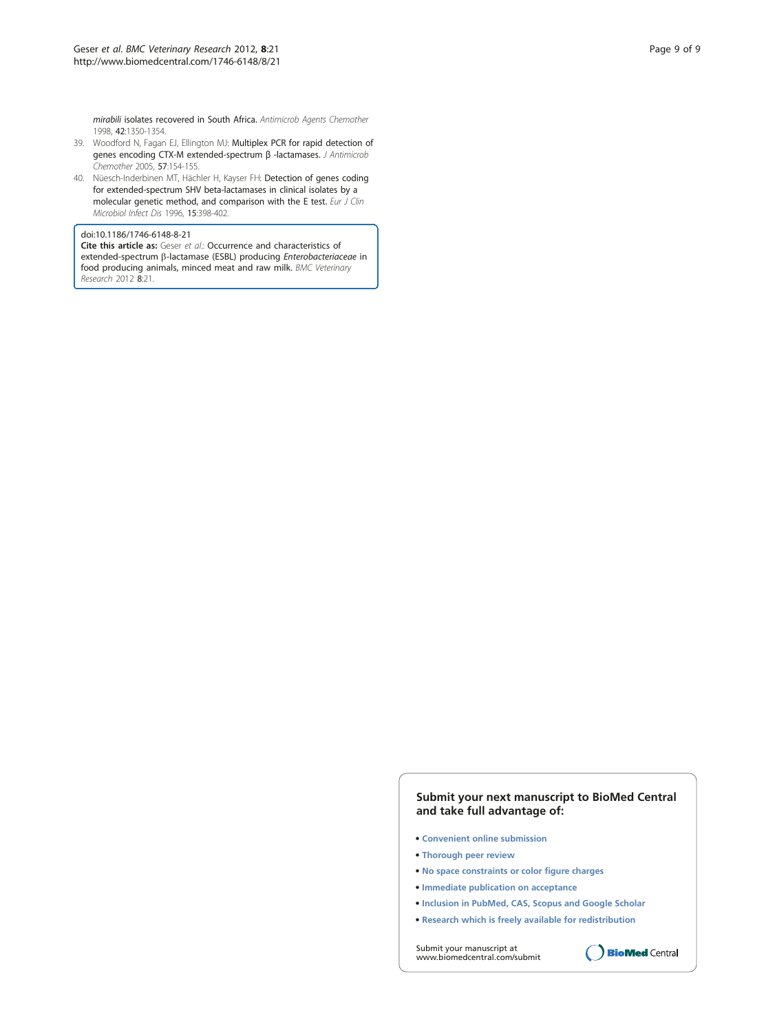*mirabili* isolates recovered in South Africa. *Antimicrob Agents Chemother* 1998, **42**:1350-1354.

39. Woodford N, Fagan EJ, Ellington MJ: **Multiplex PCR for rapid detection of genes encoding CTX-M extended-spectrum β -lactamases.** *J Antimicrob Chemother* 2005, **57**:154-155.
40. Nüesch-Inderbinen MT, Hächler H, Kayser FH: **Detection of genes coding for extended-spectrum SHV beta-lactamases in clinical isolates by a molecular genetic method, and comparison with the E test.** *Eur J Clin Microbiol Infect Dis* 1996, **15**:398-402.

doi:10.1186/1746-6148-8-21

**Cite this article as:** Geser *et al.*: Occurrence and characteristics of extended-spectrum β-lactamase (ESBL) producing *Enterobacteriaceae* in food producing animals, minced meat and raw milk. *BMC Veterinary Research* 2012 **8**:21.

**Submit your next manuscript to BioMed Central and take full advantage of:**

- **Convenient online submission**
- **Thorough peer review**
- **No space constraints or color figure charges**
- **Immediate publication on acceptance**
- **Inclusion in PubMed, CAS, Scopus and Google Scholar**
- **Research which is freely available for redistribution**

Submit your manuscript at
www.biomedcentral.com/submit

BioMed Central